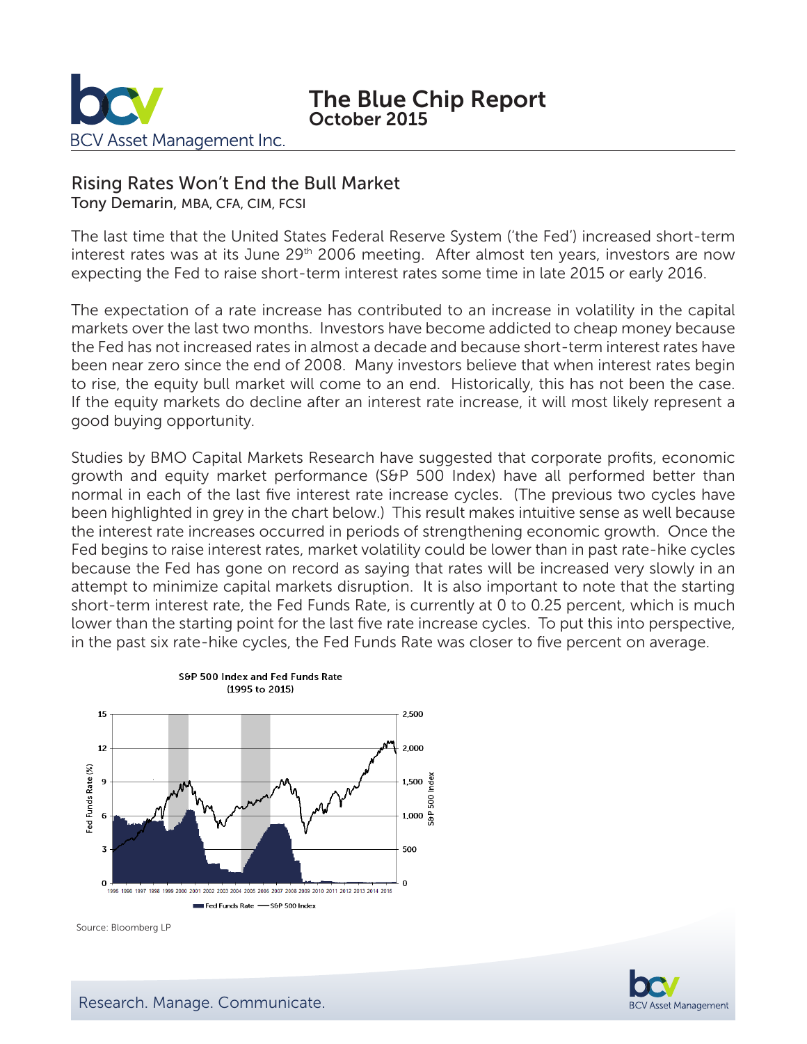# The Blue Chip Report
## October 2015

BCV Asset Management Inc.

## Rising Rates Won't End the Bull Market

Tony Demarin, MBA, CFA, CIM, FCSI

The last time that the United States Federal Reserve System ('the Fed') increased short-term interest rates was at its June 29th 2006 meeting. After almost ten years, investors are now expecting the Fed to raise short-term interest rates some time in late 2015 or early 2016.

The expectation of a rate increase has contributed to an increase in volatility in the capital markets over the last two months. Investors have become addicted to cheap money because the Fed has not increased rates in almost a decade and because short-term interest rates have been near zero since the end of 2008. Many investors believe that when interest rates begin to rise, the equity bull market will come to an end. Historically, this has not been the case. If the equity markets do decline after an interest rate increase, it will most likely represent a good buying opportunity.

Studies by BMO Capital Markets Research have suggested that corporate profits, economic growth and equity market performance (S&P 500 Index) have all performed better than normal in each of the last five interest rate increase cycles. (The previous two cycles have been highlighted in grey in the chart below.) This result makes intuitive sense as well because the interest rate increases occurred in periods of strengthening economic growth. Once the Fed begins to raise interest rates, market volatility could be lower than in past rate-hike cycles because the Fed has gone on record as saying that rates will be increased very slowly in an attempt to minimize capital markets disruption. It is also important to note that the starting short-term interest rate, the Fed Funds Rate, is currently at 0 to 0.25 percent, which is much lower than the starting point for the last five rate increase cycles. To put this into perspective, in the past six rate-hike cycles, the Fed Funds Rate was closer to five percent on average.

S&P 500 Index and Fed Funds Rate (1995 to 2015)

Source: Bloomberg LP

Research. Manage. Communicate.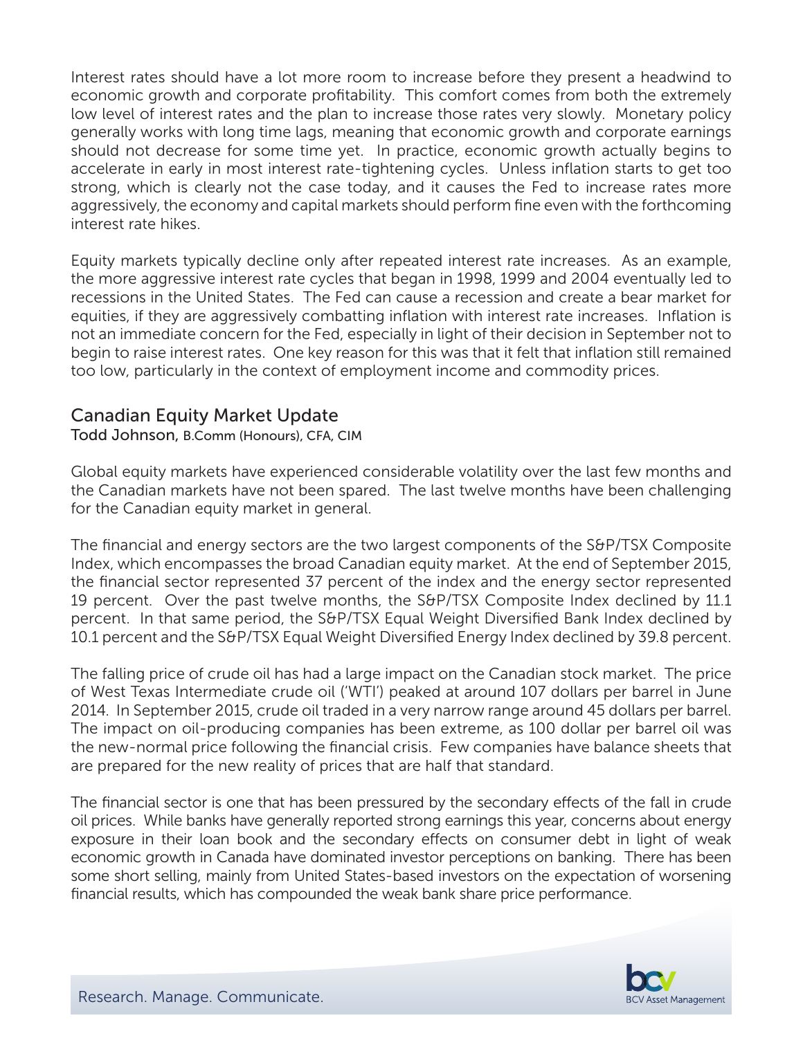Interest rates should have a lot more room to increase before they present a headwind to economic growth and corporate profitability. This comfort comes from both the extremely low level of interest rates and the plan to increase those rates very slowly. Monetary policy generally works with long time lags, meaning that economic growth and corporate earnings should not decrease for some time yet. In practice, economic growth actually begins to accelerate in early in most interest rate-tightening cycles. Unless inflation starts to get too strong, which is clearly not the case today, and it causes the Fed to increase rates more aggressively, the economy and capital markets should perform fine even with the forthcoming interest rate hikes.

Equity markets typically decline only after repeated interest rate increases. As an example, the more aggressive interest rate cycles that began in 1998, 1999 and 2004 eventually led to recessions in the United States. The Fed can cause a recession and create a bear market for equities, if they are aggressively combatting inflation with interest rate increases. Inflation is not an immediate concern for the Fed, especially in light of their decision in September not to begin to raise interest rates. One key reason for this was that it felt that inflation still remained too low, particularly in the context of employment income and commodity prices.

## Canadian Equity Market Update

**Todd Johnson,** B.Comm (Honours), CFA, CIM

Global equity markets have experienced considerable volatility over the last few months and the Canadian markets have not been spared. The last twelve months have been challenging for the Canadian equity market in general.

The financial and energy sectors are the two largest components of the S&P/TSX Composite Index, which encompasses the broad Canadian equity market. At the end of September 2015, the financial sector represented 37 percent of the index and the energy sector represented 19 percent. Over the past twelve months, the S&P/TSX Composite Index declined by 11.1 percent. In that same period, the S&P/TSX Equal Weight Diversified Bank Index declined by 10.1 percent and the S&P/TSX Equal Weight Diversified Energy Index declined by 39.8 percent.

The falling price of crude oil has had a large impact on the Canadian stock market. The price of West Texas Intermediate crude oil ('WTI') peaked at around 107 dollars per barrel in June 2014. In September 2015, crude oil traded in a very narrow range around 45 dollars per barrel. The impact on oil-producing companies has been extreme, as 100 dollar per barrel oil was the new-normal price following the financial crisis. Few companies have balance sheets that are prepared for the new reality of prices that are half that standard.

The financial sector is one that has been pressured by the secondary effects of the fall in crude oil prices. While banks have generally reported strong earnings this year, concerns about energy exposure in their loan book and the secondary effects on consumer debt in light of weak economic growth in Canada have dominated investor perceptions on banking. There has been some short selling, mainly from United States-based investors on the expectation of worsening financial results, which has compounded the weak bank share price performance.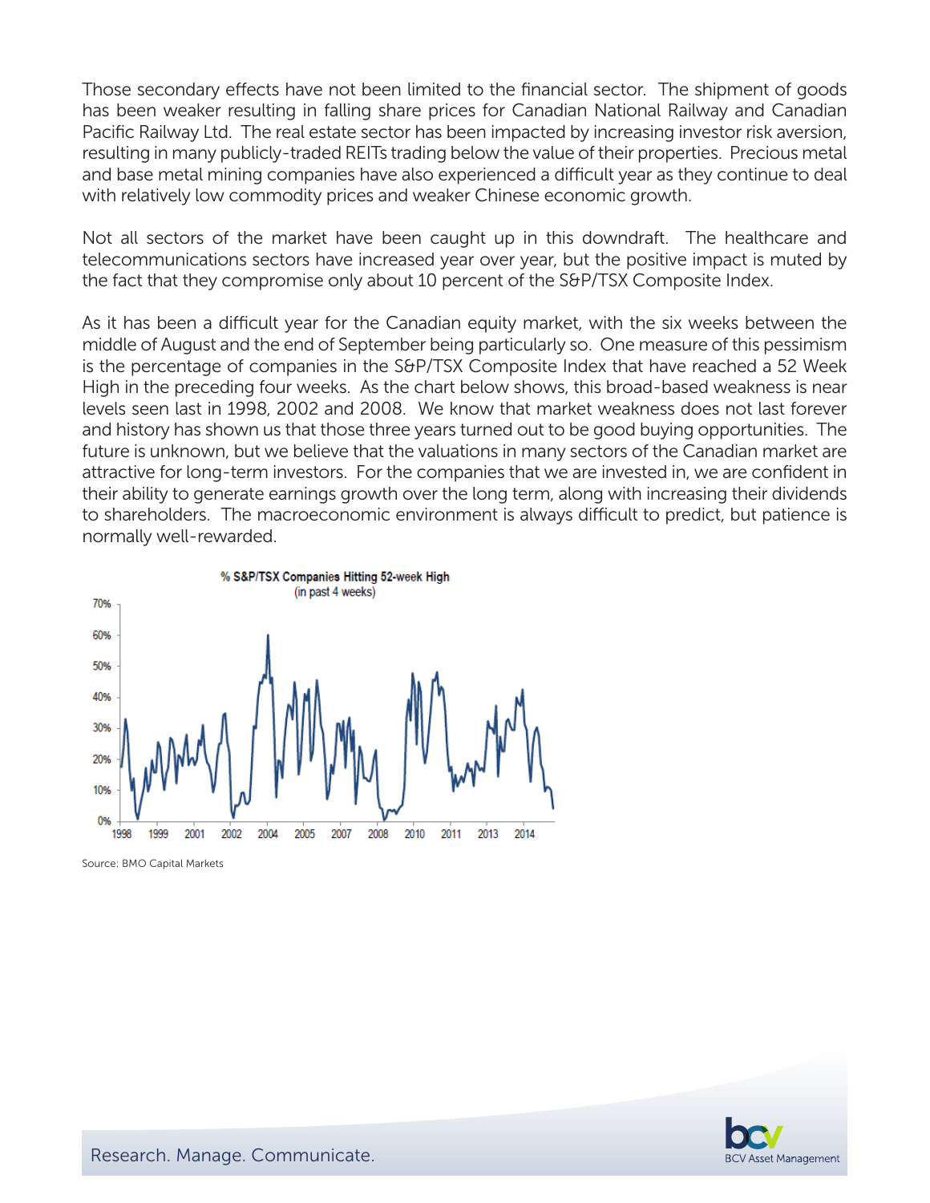Those secondary effects have not been limited to the financial sector. The shipment of goods has been weaker resulting in falling share prices for Canadian National Railway and Canadian Pacific Railway Ltd. The real estate sector has been impacted by increasing investor risk aversion, resulting in many publicly-traded REITs trading below the value of their properties. Precious metal and base metal mining companies have also experienced a difficult year as they continue to deal with relatively low commodity prices and weaker Chinese economic growth.

Not all sectors of the market have been caught up in this downdraft. The healthcare and telecommunications sectors have increased year over year, but the positive impact is muted by the fact that they compromise only about 10 percent of the S&P/TSX Composite Index.

As it has been a difficult year for the Canadian equity market, with the six weeks between the middle of August and the end of September being particularly so. One measure of this pessimism is the percentage of companies in the S&P/TSX Composite Index that have reached a 52 Week High in the preceding four weeks. As the chart below shows, this broad-based weakness is near levels seen last in 1998, 2002 and 2008. We know that market weakness does not last forever and history has shown us that those three years turned out to be good buying opportunities. The future is unknown, but we believe that the valuations in many sectors of the Canadian market are attractive for long-term investors. For the companies that we are invested in, we are confident in their ability to generate earnings growth over the long term, along with increasing their dividends to shareholders. The macroeconomic environment is always difficult to predict, but patience is normally well-rewarded.

**% S&P/TSX Companies Hitting 52-week High**
(in past 4 weeks)

Source: BMO Capital Markets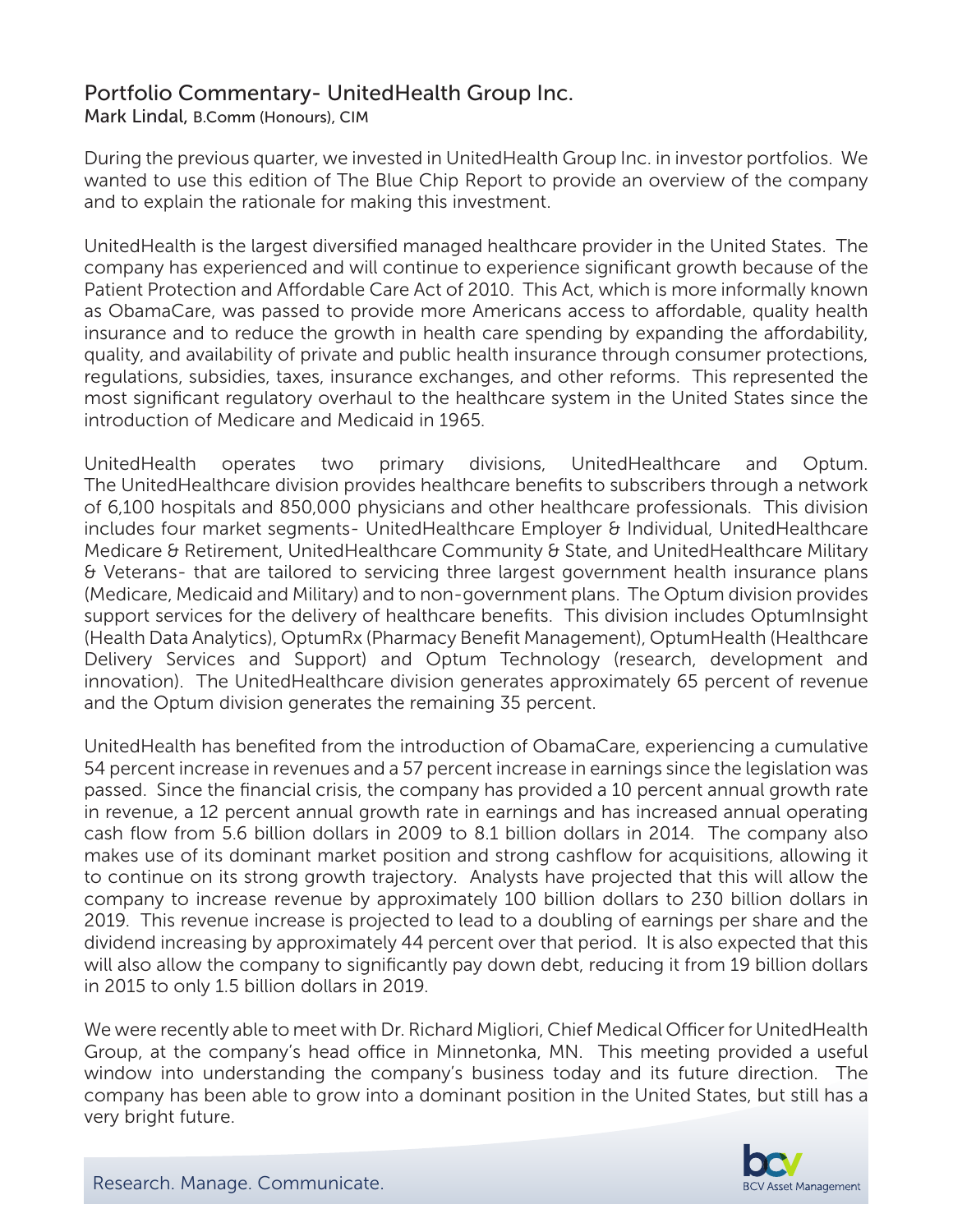## Portfolio Commentary- UnitedHealth Group Inc.

Mark Lindal, B.Comm (Honours), CIM

During the previous quarter, we invested in UnitedHealth Group Inc. in investor portfolios. We wanted to use this edition of The Blue Chip Report to provide an overview of the company and to explain the rationale for making this investment.

UnitedHealth is the largest diversified managed healthcare provider in the United States. The company has experienced and will continue to experience significant growth because of the Patient Protection and Affordable Care Act of 2010. This Act, which is more informally known as ObamaCare, was passed to provide more Americans access to affordable, quality health insurance and to reduce the growth in health care spending by expanding the affordability, quality, and availability of private and public health insurance through consumer protections, regulations, subsidies, taxes, insurance exchanges, and other reforms. This represented the most significant regulatory overhaul to the healthcare system in the United States since the introduction of Medicare and Medicaid in 1965.

UnitedHealth operates two primary divisions, UnitedHealthcare and Optum. The UnitedHealthcare division provides healthcare benefits to subscribers through a network of 6,100 hospitals and 850,000 physicians and other healthcare professionals. This division includes four market segments- UnitedHealthcare Employer & Individual, UnitedHealthcare Medicare & Retirement, UnitedHealthcare Community & State, and UnitedHealthcare Military & Veterans- that are tailored to servicing three largest government health insurance plans (Medicare, Medicaid and Military) and to non-government plans. The Optum division provides support services for the delivery of healthcare benefits. This division includes OptumInsight (Health Data Analytics), OptumRx (Pharmacy Benefit Management), OptumHealth (Healthcare Delivery Services and Support) and Optum Technology (research, development and innovation). The UnitedHealthcare division generates approximately 65 percent of revenue and the Optum division generates the remaining 35 percent.

UnitedHealth has benefited from the introduction of ObamaCare, experiencing a cumulative 54 percent increase in revenues and a 57 percent increase in earnings since the legislation was passed. Since the financial crisis, the company has provided a 10 percent annual growth rate in revenue, a 12 percent annual growth rate in earnings and has increased annual operating cash flow from 5.6 billion dollars in 2009 to 8.1 billion dollars in 2014. The company also makes use of its dominant market position and strong cashflow for acquisitions, allowing it to continue on its strong growth trajectory. Analysts have projected that this will allow the company to increase revenue by approximately 100 billion dollars to 230 billion dollars in 2019. This revenue increase is projected to lead to a doubling of earnings per share and the dividend increasing by approximately 44 percent over that period. It is also expected that this will also allow the company to significantly pay down debt, reducing it from 19 billion dollars in 2015 to only 1.5 billion dollars in 2019.

We were recently able to meet with Dr. Richard Migliori, Chief Medical Officer for UnitedHealth Group, at the company's head office in Minnetonka, MN. This meeting provided a useful window into understanding the company's business today and its future direction. The company has been able to grow into a dominant position in the United States, but still has a very bright future.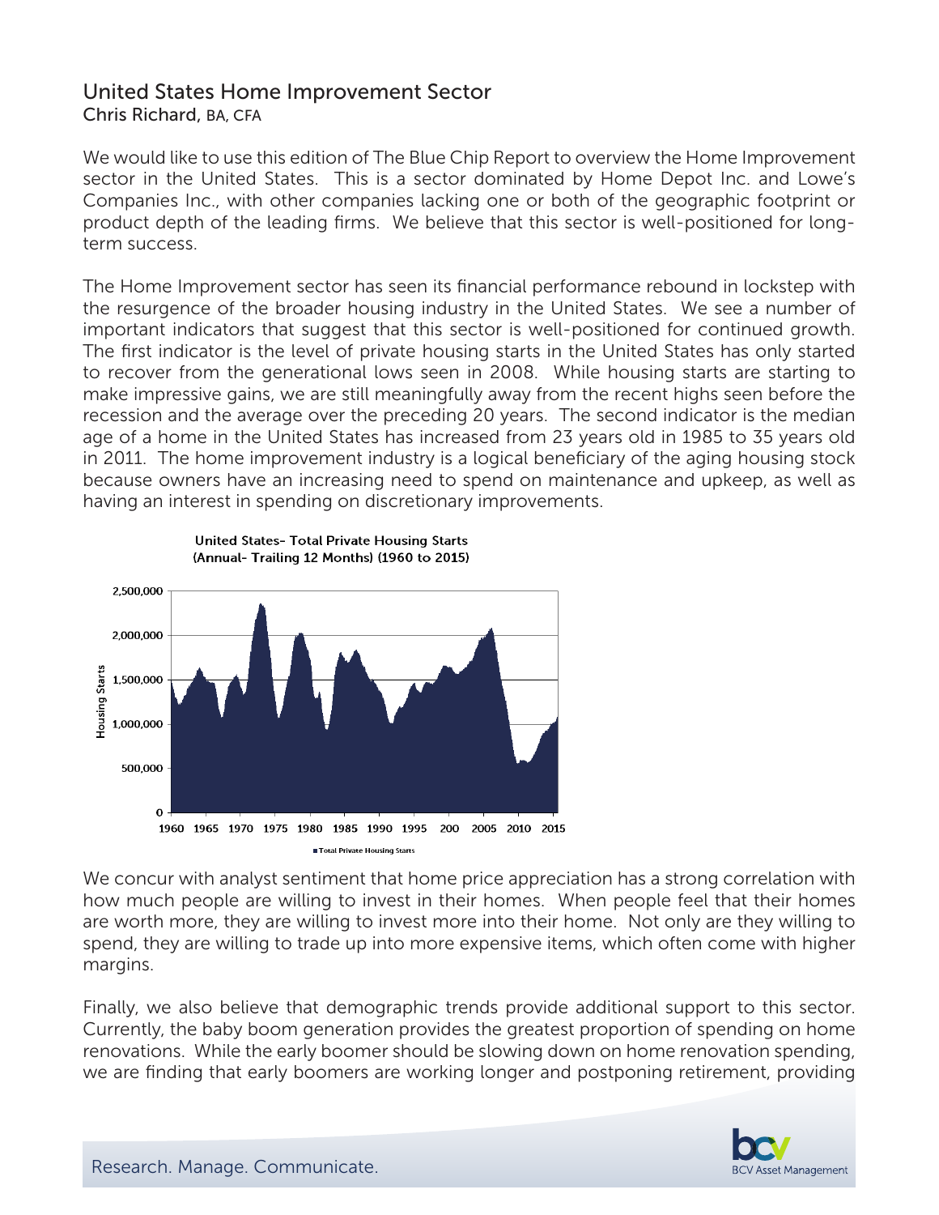## United States Home Improvement Sector

Chris Richard, BA, CFA

We would like to use this edition of The Blue Chip Report to overview the Home Improvement sector in the United States. This is a sector dominated by Home Depot Inc. and Lowe's Companies Inc., with other companies lacking one or both of the geographic footprint or product depth of the leading firms. We believe that this sector is well-positioned for long-term success.

The Home Improvement sector has seen its financial performance rebound in lockstep with the resurgence of the broader housing industry in the United States. We see a number of important indicators that suggest that this sector is well-positioned for continued growth. The first indicator is the level of private housing starts in the United States has only started to recover from the generational lows seen in 2008. While housing starts are starting to make impressive gains, we are still meaningfully away from the recent highs seen before the recession and the average over the preceding 20 years. The second indicator is the median age of a home in the United States has increased from 23 years old in 1985 to 35 years old in 2011. The home improvement industry is a logical beneficiary of the aging housing stock because owners have an increasing need to spend on maintenance and upkeep, as well as having an interest in spending on discretionary improvements.

**United States- Total Private Housing Starts (Annual- Trailing 12 Months) (1960 to 2015)**

We concur with analyst sentiment that home price appreciation has a strong correlation with how much people are willing to invest in their homes. When people feel that their homes are worth more, they are willing to invest more into their home. Not only are they willing to spend, they are willing to trade up into more expensive items, which often come with higher margins.

Finally, we also believe that demographic trends provide additional support to this sector. Currently, the baby boom generation provides the greatest proportion of spending on home renovations. While the early boomer should be slowing down on home renovation spending, we are finding that early boomers are working longer and postponing retirement, providing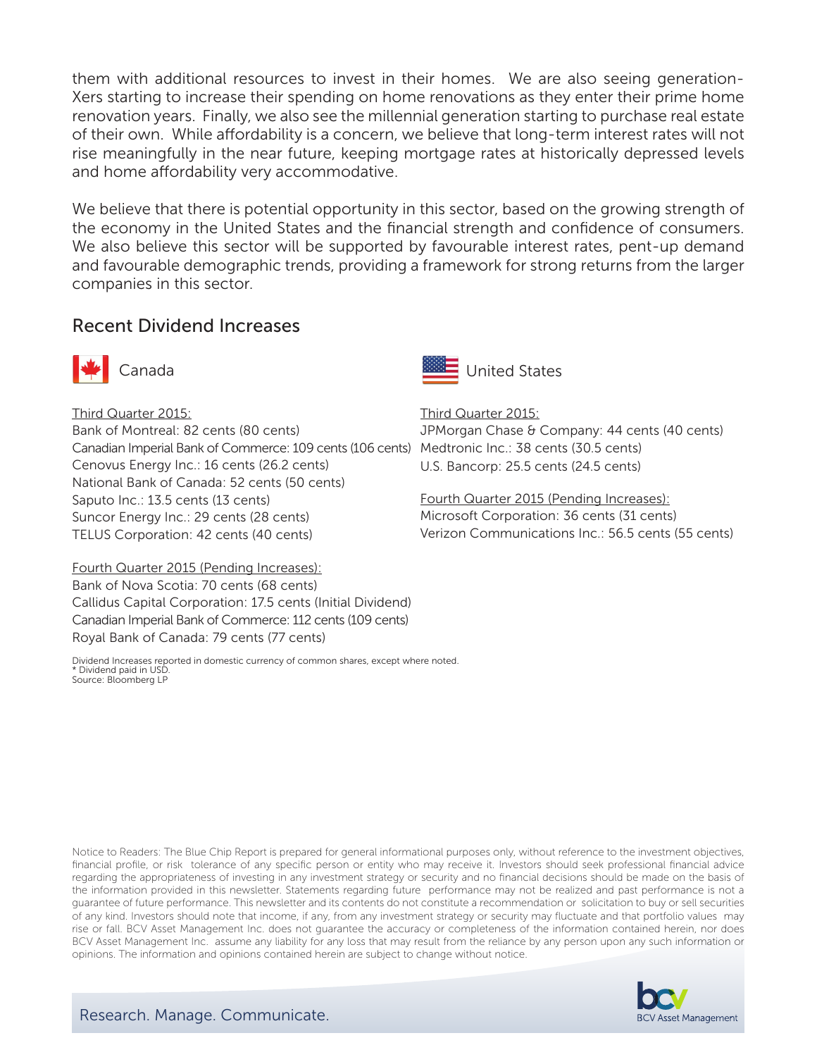them with additional resources to invest in their homes. We are also seeing generation-Xers starting to increase their spending on home renovations as they enter their prime home renovation years. Finally, we also see the millennial generation starting to purchase real estate of their own. While affordability is a concern, we believe that long-term interest rates will not rise meaningfully in the near future, keeping mortgage rates at historically depressed levels and home affordability very accommodative.

We believe that there is potential opportunity in this sector, based on the growing strength of the economy in the United States and the financial strength and confidence of consumers. We also believe this sector will be supported by favourable interest rates, pent-up demand and favourable demographic trends, providing a framework for strong returns from the larger companies in this sector.

## Recent Dividend Increases

### Canada

Third Quarter 2015:

Bank of Montreal: 82 cents (80 cents)
Canadian Imperial Bank of Commerce: 109 cents (106 cents)
Cenovus Energy Inc.: 16 cents (26.2 cents)
National Bank of Canada: 52 cents (50 cents)
Saputo Inc.: 13.5 cents (13 cents)
Suncor Energy Inc.: 29 cents (28 cents)
TELUS Corporation: 42 cents (40 cents)

Fourth Quarter 2015 (Pending Increases):

Bank of Nova Scotia: 70 cents (68 cents)
Callidus Capital Corporation: 17.5 cents (Initial Dividend)
Canadian Imperial Bank of Commerce: 112 cents (109 cents)
Royal Bank of Canada: 79 cents (77 cents)

### United States

Third Quarter 2015:

JPMorgan Chase & Company: 44 cents (40 cents)
Medtronic Inc.: 38 cents (30.5 cents)
U.S. Bancorp: 25.5 cents (24.5 cents)

Fourth Quarter 2015 (Pending Increases):

Microsoft Corporation: 36 cents (31 cents)
Verizon Communications Inc.: 56.5 cents (55 cents)

Dividend Increases reported in domestic currency of common shares, except where noted.
* Dividend paid in USD.
Source: Bloomberg LP

Notice to Readers: The Blue Chip Report is prepared for general informational purposes only, without reference to the investment objectives, financial profile, or risk tolerance of any specific person or entity who may receive it. Investors should seek professional financial advice regarding the appropriateness of investing in any investment strategy or security and no financial decisions should be made on the basis of the information provided in this newsletter. Statements regarding future performance may not be realized and past performance is not a guarantee of future performance. This newsletter and its contents do not constitute a recommendation or solicitation to buy or sell securities of any kind. Investors should note that income, if any, from any investment strategy or security may fluctuate and that portfolio values may rise or fall. BCV Asset Management Inc. does not guarantee the accuracy or completeness of the information contained herein, nor does BCV Asset Management Inc. assume any liability for any loss that may result from the reliance by any person upon any such information or opinions. The information and opinions contained herein are subject to change without notice.

Research. Manage. Communicate.

BCV Asset Management